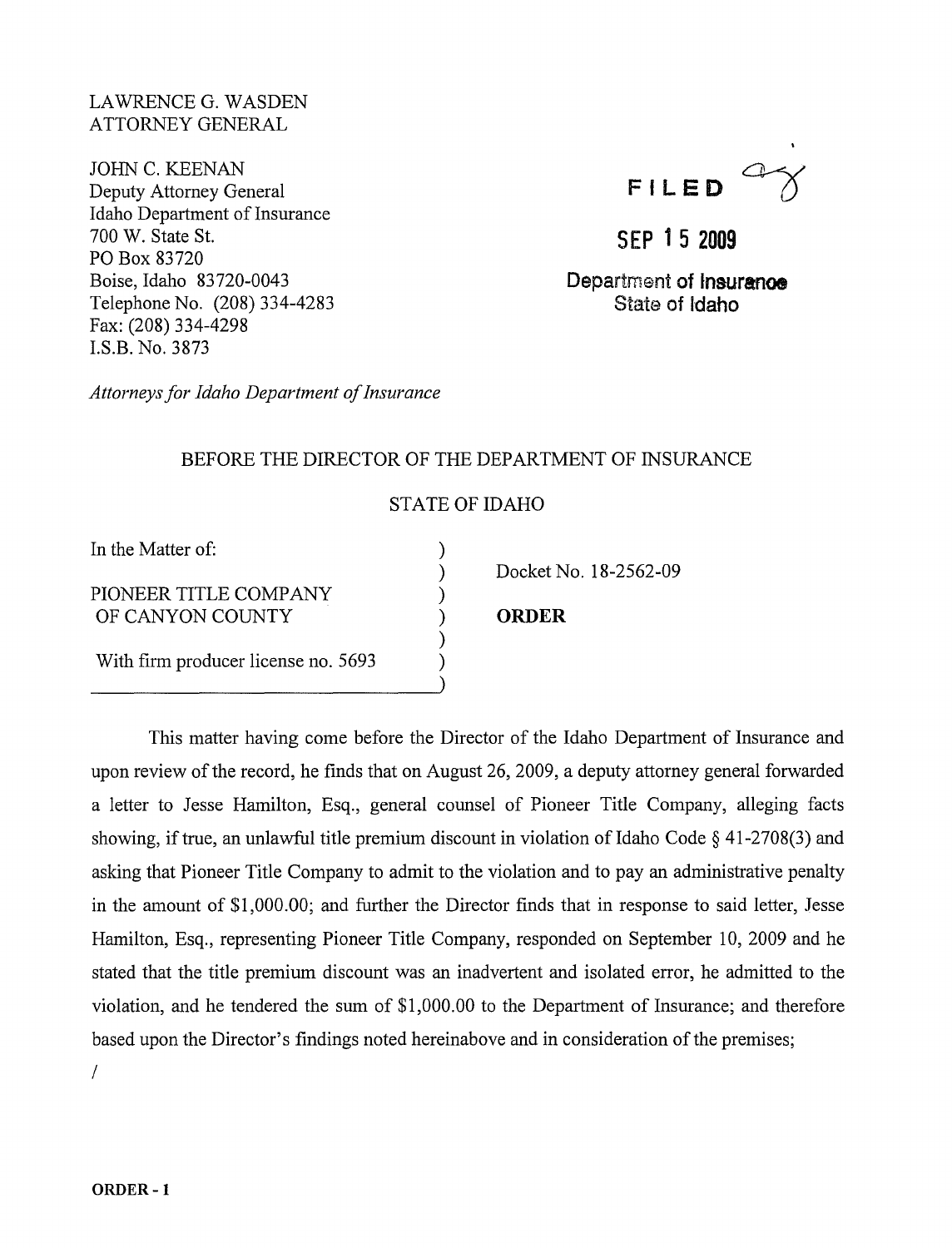LAWRENCE G. WASDEN
ATTORNEY GENERAL

JOHN C. KEENAN
Deputy Attorney General
Idaho Department of Insurance
700 W. State St.
PO Box 83720
Boise, Idaho 83720-0043
Telephone No. (208) 334-4283
Fax: (208) 334-4298
I.S.B. No. 3873

*Attorneys for Idaho Department of Insurance*

FILED

SEP 15 2009

Department of Insurance
State of Idaho

BEFORE THE DIRECTOR OF THE DEPARTMENT OF INSURANCE

STATE OF IDAHO

In the Matter of:

PIONEER TITLE COMPANY OF CANYON COUNTY

With firm producer license no. 5693

Docket No. 18-2562-09

**ORDER**

This matter having come before the Director of the Idaho Department of Insurance and upon review of the record, he finds that on August 26, 2009, a deputy attorney general forwarded a letter to Jesse Hamilton, Esq., general counsel of Pioneer Title Company, alleging facts showing, if true, an unlawful title premium discount in violation of Idaho Code § 41-2708(3) and asking that Pioneer Title Company to admit to the violation and to pay an administrative penalty in the amount of $1,000.00; and further the Director finds that in response to said letter, Jesse Hamilton, Esq., representing Pioneer Title Company, responded on September 10, 2009 and he stated that the title premium discount was an inadvertent and isolated error, he admitted to the violation, and he tendered the sum of $1,000.00 to the Department of Insurance; and therefore based upon the Director's findings noted hereinabove and in consideration of the premises;

/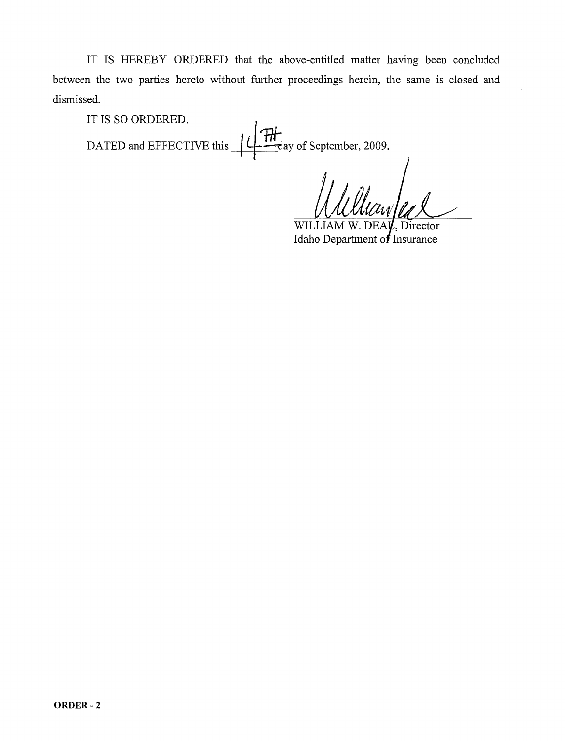IT IS HEREBY ORDERED that the above-entitled matter having been concluded between the two parties hereto without further proceedings herein, the same is closed and dismissed.

IT IS SO ORDERED.

DATED and EFFECTIVE this 14TH day of September, 2009.

WILLIAM W. DEAL, Director
Idaho Department of Insurance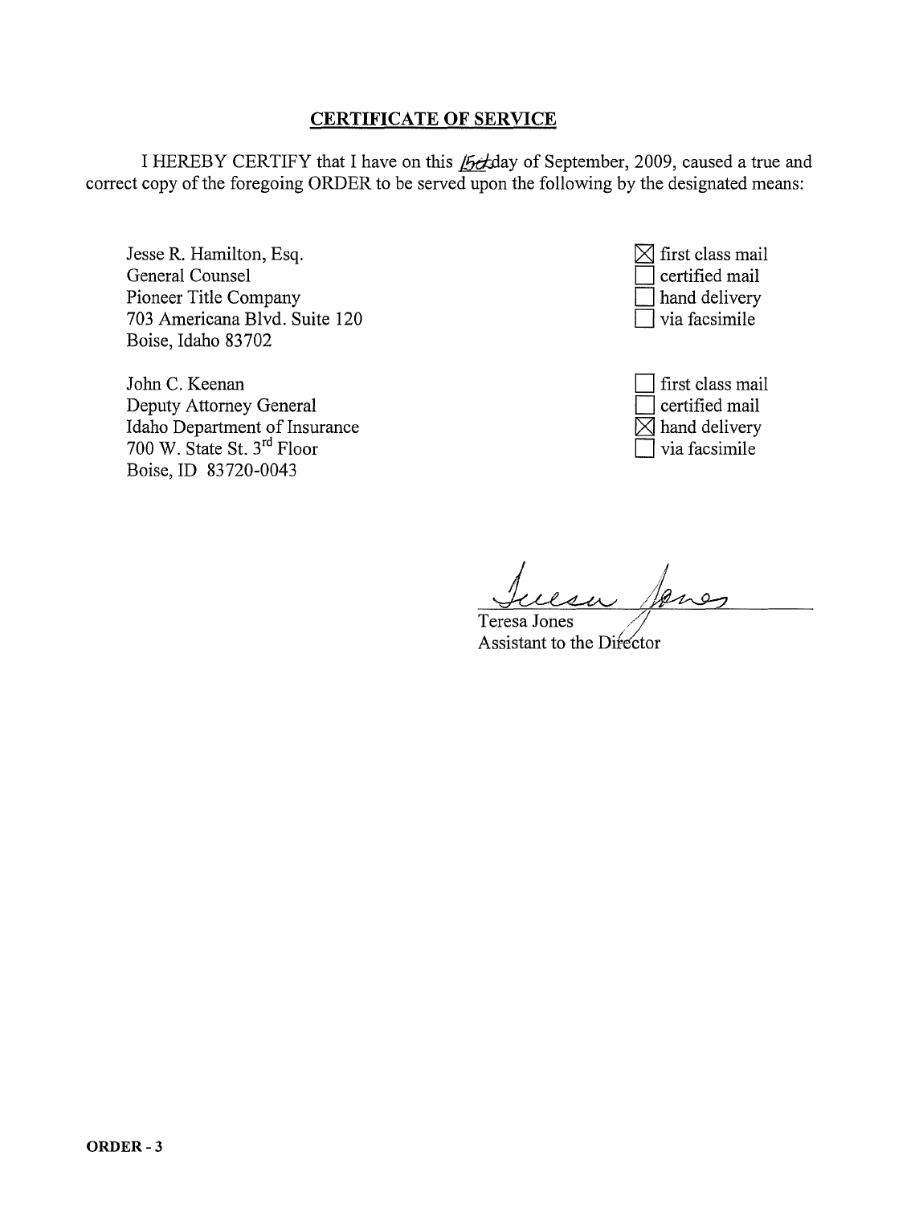## CERTIFICATE OF SERVICE

I HEREBY CERTIFY that I have on this 15th day of September, 2009, caused a true and correct copy of the foregoing ORDER to be served upon the following by the designated means:

Jesse R. Hamilton, Esq.
General Counsel
Pioneer Title Company
703 Americana Blvd. Suite 120
Boise, Idaho 83702

☒ first class mail
☐ certified mail
☐ hand delivery
☐ via facsimile

John C. Keenan
Deputy Attorney General
Idaho Department of Insurance
700 W. State St. 3rd Floor
Boise, ID 83720-0043

☐ first class mail
☐ certified mail
☒ hand delivery
☐ via facsimile

Teresa Jones
Assistant to the Director

**ORDER - 3**